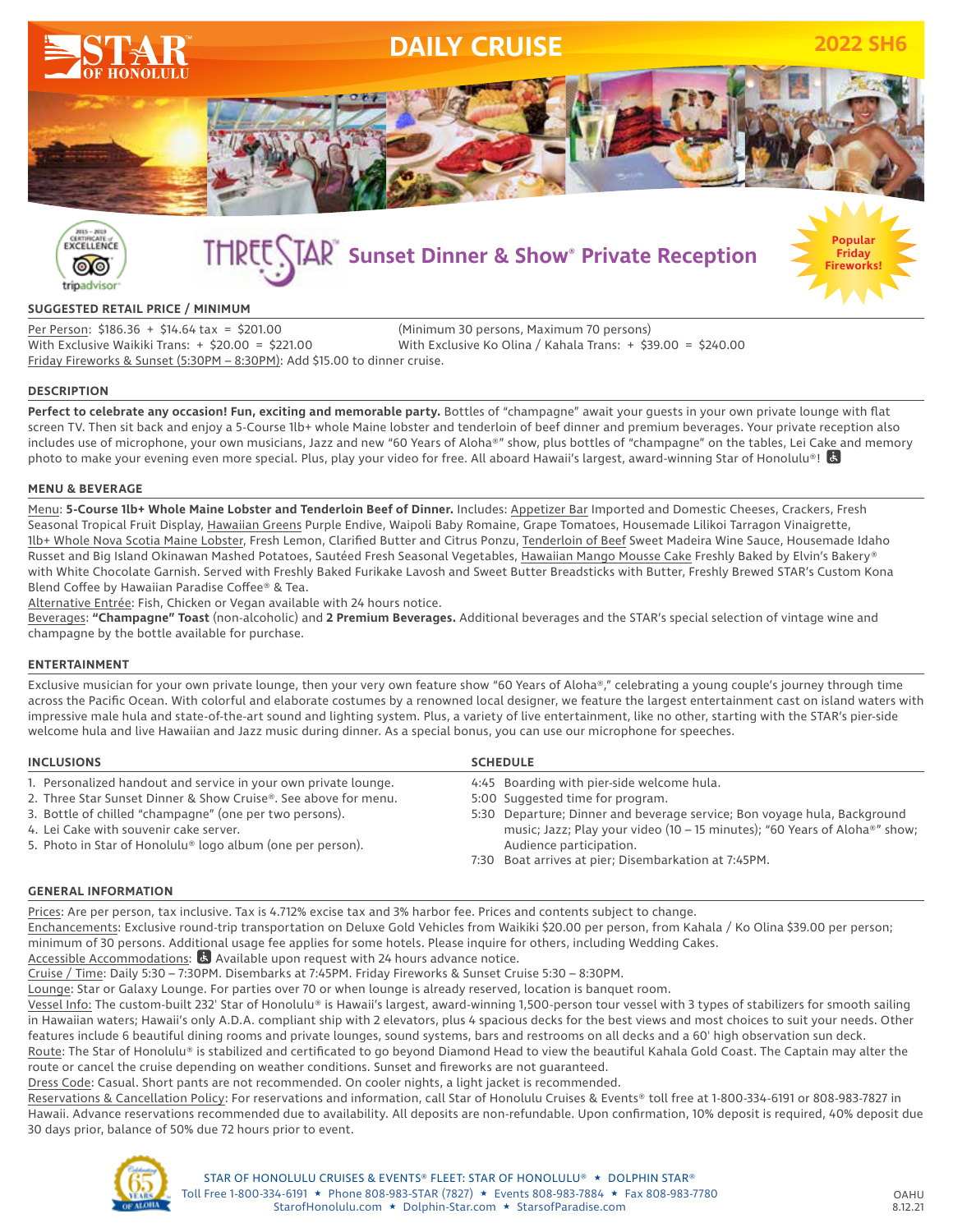# STAR OF HONOLULU

## DAILY CRUISE

**2022 SH6**

## THREE STAR Sunset Dinner & Show® Private Reception

**Popular Friday Fireworks!**

### SUGGESTED RETAIL PRICE / MINIMUM

Per Person: $186.36 + $14.64 tax = $201.00 (Minimum 30 persons, Maximum 70 persons)
With Exclusive Waikiki Trans: + $20.00 = $221.00
With Exclusive Ko Olina / Kahala Trans: + $39.00 = $240.00
Friday Fireworks & Sunset (5:30PM – 8:30PM): Add $15.00 to dinner cruise.

### DESCRIPTION

**Perfect to celebrate any occasion! Fun, exciting and memorable party.** Bottles of "champagne" await your guests in your own private lounge with flat screen TV. Then sit back and enjoy a 5-Course 1lb+ whole Maine lobster and tenderloin of beef dinner and premium beverages. Your private reception also includes use of microphone, your own musicians, Jazz and new "60 Years of Aloha®" show, plus bottles of "champagne" on the tables, Lei Cake and memory photo to make your evening even more special. Plus, play your video for free. All aboard Hawaii's largest, award-winning Star of Honolulu®!

### MENU & BEVERAGE

Menu: **5-Course 1lb+ Whole Maine Lobster and Tenderloin Beef of Dinner.** Includes: Appetizer Bar Imported and Domestic Cheeses, Crackers, Fresh Seasonal Tropical Fruit Display, Hawaiian Greens Purple Endive, Waipoli Baby Romaine, Grape Tomatoes, Housemade Lilikoi Tarragon Vinaigrette, 1lb+ Whole Nova Scotia Maine Lobster, Fresh Lemon, Clarified Butter and Citrus Ponzu, Tenderloin of Beef Sweet Madeira Wine Sauce, Housemade Idaho Russet and Big Island Okinawan Mashed Potatoes, Sautéed Fresh Seasonal Vegetables, Hawaiian Mango Mousse Cake Freshly Baked by Elvin's Bakery® with White Chocolate Garnish. Served with Freshly Baked Furikake Lavosh and Sweet Butter Breadsticks with Butter, Freshly Brewed STAR's Custom Kona Blend Coffee by Hawaiian Paradise Coffee® & Tea.

Alternative Entrée: Fish, Chicken or Vegan available with 24 hours notice.

Beverages: **"Champagne" Toast** (non-alcoholic) and **2 Premium Beverages.** Additional beverages and the STAR's special selection of vintage wine and champagne by the bottle available for purchase.

### ENTERTAINMENT

Exclusive musician for your own private lounge, then your very own feature show "60 Years of Aloha®," celebrating a young couple's journey through time across the Pacific Ocean. With colorful and elaborate costumes by a renowned local designer, we feature the largest entertainment cast on island waters with impressive male hula and state-of-the-art sound and lighting system. Plus, a variety of live entertainment, like no other, starting with the STAR's pier-side welcome hula and live Hawaiian and Jazz music during dinner. As a special bonus, you can use our microphone for speeches.

### INCLUSIONS

1. Personalized handout and service in your own private lounge.
2. Three Star Sunset Dinner & Show Cruise®. See above for menu.
3. Bottle of chilled "champagne" (one per two persons).
4. Lei Cake with souvenir cake server.
5. Photo in Star of Honolulu® logo album (one per person).

### SCHEDULE

- 4:45 Boarding with pier-side welcome hula.
- 5:00 Suggested time for program.
- 5:30 Departure; Dinner and beverage service; Bon voyage hula, Background music; Jazz; Play your video (10 – 15 minutes); "60 Years of Aloha®" show; Audience participation.
- 7:30 Boat arrives at pier; Disembarkation at 7:45PM.

### GENERAL INFORMATION

Prices: Are per person, tax inclusive. Tax is 4.712% excise tax and 3% harbor fee. Prices and contents subject to change.

Enchancements: Exclusive round-trip transportation on Deluxe Gold Vehicles from Waikiki $20.00 per person, from Kahala / Ko Olina $39.00 per person; minimum of 30 persons. Additional usage fee applies for some hotels. Please inquire for others, including Wedding Cakes.

Accessible Accommodations: Available upon request with 24 hours advance notice.

Cruise / Time: Daily 5:30 – 7:30PM. Disembarks at 7:45PM. Friday Fireworks & Sunset Cruise 5:30 – 8:30PM.

Lounge: Star or Galaxy Lounge. For parties over 70 or when lounge is already reserved, location is banquet room.

Vessel Info: The custom-built 232' Star of Honolulu® is Hawaii's largest, award-winning 1,500-person tour vessel with 3 types of stabilizers for smooth sailing in Hawaiian waters; Hawaii's only A.D.A. compliant ship with 2 elevators, plus 4 spacious decks for the best views and most choices to suit your needs. Other features include 6 beautiful dining rooms and private lounges, sound systems, bars and restrooms on all decks and a 60' high observation sun deck.

Route: The Star of Honolulu® is stabilized and certificated to go beyond Diamond Head to view the beautiful Kahala Gold Coast. The Captain may alter the route or cancel the cruise depending on weather conditions. Sunset and fireworks are not guaranteed.

Dress Code: Casual. Short pants are not recommended. On cooler nights, a light jacket is recommended.

Reservations & Cancellation Policy: For reservations and information, call Star of Honolulu Cruises & Events® toll free at 1-800-334-6191 or 808-983-7827 in Hawaii. Advance reservations recommended due to availability. All deposits are non-refundable. Upon confirmation, 10% deposit is required, 40% deposit due 30 days prior, balance of 50% due 72 hours prior to event.

STAR OF HONOLULU CRUISES & EVENTS® FLEET: STAR OF HONOLULU® ★ DOLPHIN STAR®
Toll Free 1-800-334-6191 ★ Phone 808-983-STAR (7827) ★ Events 808-983-7884 ★ Fax 808-983-7780
StarofHonolulu.com ★ Dolphin-Star.com ★ StarsofParadise.com

OAHU 8.12.21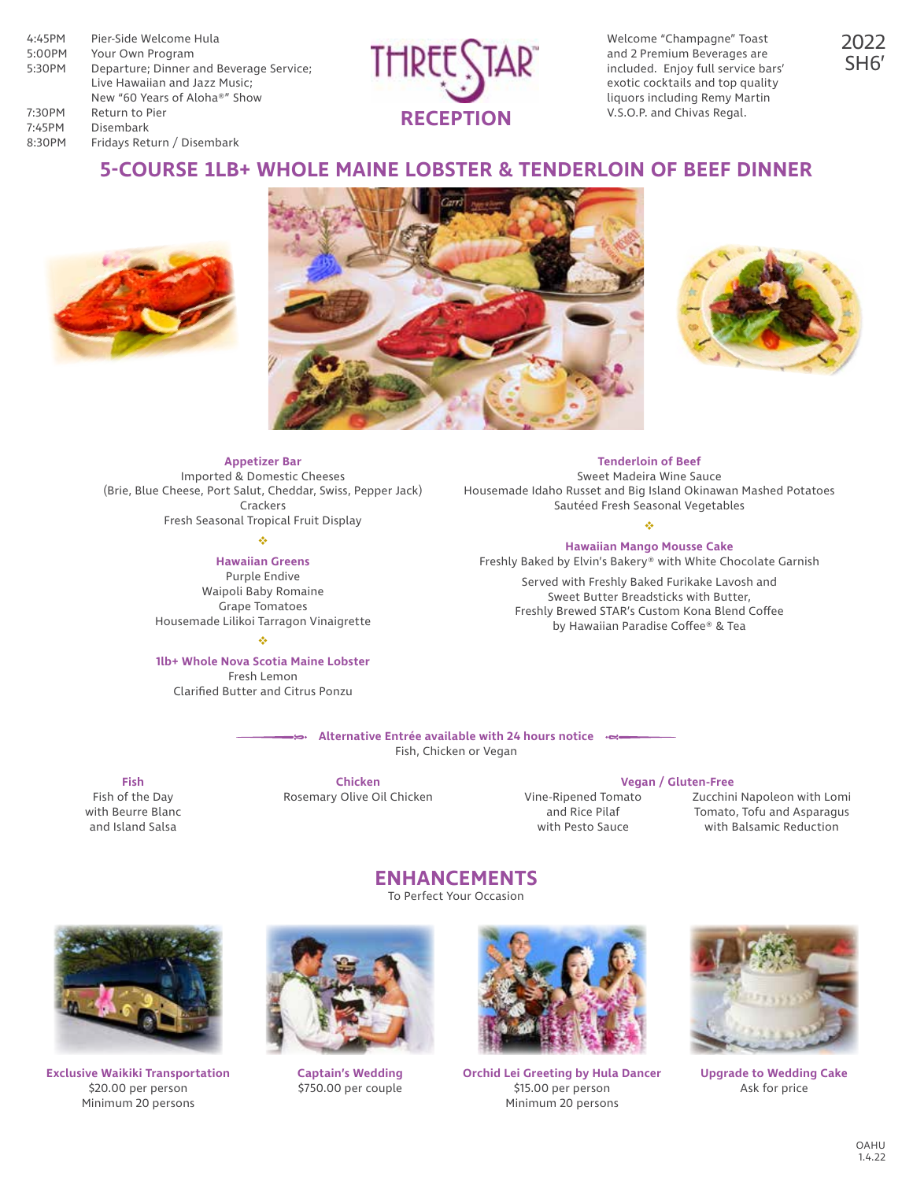| | |
|---|---|
| 4:45PM | Pier-Side Welcome Hula |
| 5:00PM | Your Own Program |
| 5:30PM | Departure; Dinner and Beverage Service; Live Hawaiian and Jazz Music; New "60 Years of Aloha®" Show |
| 7:30PM | Return to Pier |
| 7:45PM | Disembark |
| 8:30PM | Fridays Return / Disembark |

THREE STAR™

RECEPTION

Welcome "Champagne" Toast and 2 Premium Beverages are included. Enjoy full service bars' exotic cocktails and top quality liquors including Remy Martin V.S.O.P. and Chivas Regal.

2022
SH6'

# 5-COURSE 1LB+ WHOLE MAINE LOBSTER & TENDERLOIN OF BEEF DINNER

**Appetizer Bar**
Imported & Domestic Cheeses
(Brie, Blue Cheese, Port Salut, Cheddar, Swiss, Pepper Jack)
Crackers
Fresh Seasonal Tropical Fruit Display

**Hawaiian Greens**
Purple Endive
Waipoli Baby Romaine
Grape Tomatoes
Housemade Lilikoi Tarragon Vinaigrette

**1lb+ Whole Nova Scotia Maine Lobster**
Fresh Lemon
Clarified Butter and Citrus Ponzu

**Tenderloin of Beef**
Sweet Madeira Wine Sauce
Housemade Idaho Russet and Big Island Okinawan Mashed Potatoes
Sautéed Fresh Seasonal Vegetables

**Hawaiian Mango Mousse Cake**
Freshly Baked by Elvin's Bakery® with White Chocolate Garnish

Served with Freshly Baked Furikake Lavosh and
Sweet Butter Breadsticks with Butter,
Freshly Brewed STAR's Custom Kona Blend Coffee
by Hawaiian Paradise Coffee® & Tea

**Alternative Entrée available with 24 hours notice**
Fish, Chicken or Vegan

**Fish**
Fish of the Day
with Beurre Blanc
and Island Salsa

**Chicken**
Rosemary Olive Oil Chicken

**Vegan / Gluten-Free**
Vine-Ripened Tomato and Rice Pilaf with Pesto Sauce

Zucchini Napoleon with Lomi Tomato, Tofu and Asparagus with Balsamic Reduction

## ENHANCEMENTS

To Perfect Your Occasion

**Exclusive Waikiki Transportation**
$20.00 per person
Minimum 20 persons

**Captain's Wedding**
$750.00 per couple

**Orchid Lei Greeting by Hula Dancer**
$15.00 per person
Minimum 20 persons

**Upgrade to Wedding Cake**
Ask for price

OAHU
1.4.22